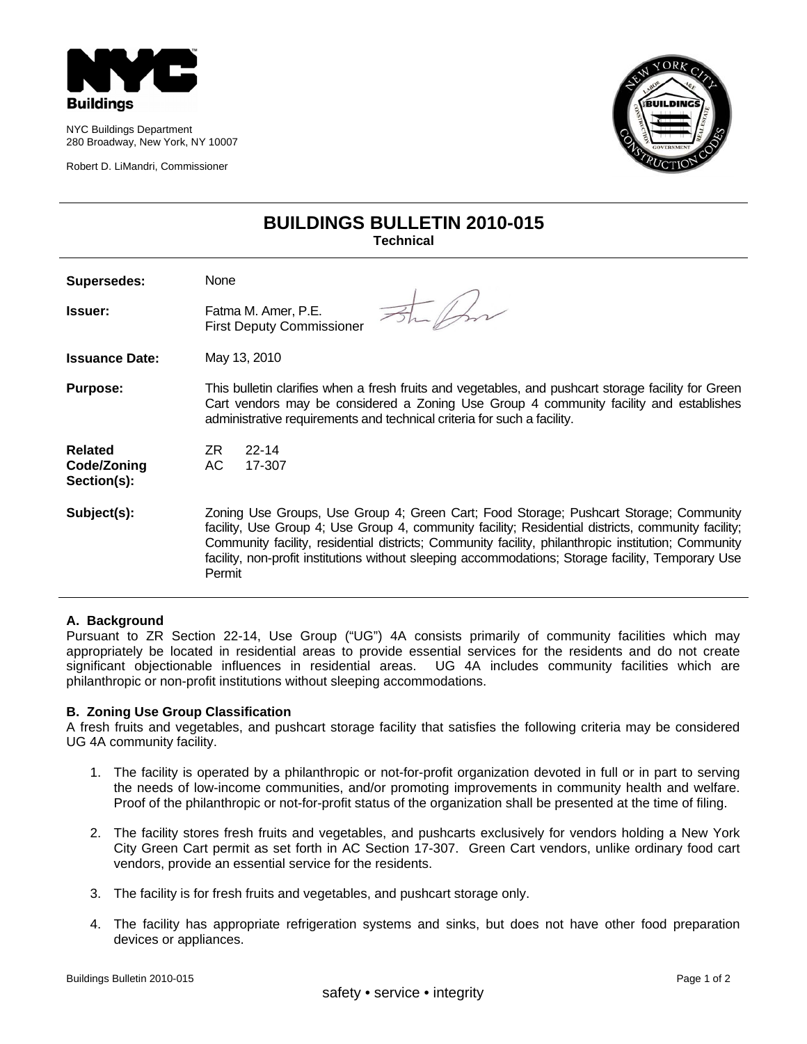NYC Buildings Department
280 Broadway, New York, NY 10007

Robert D. LiMandri, Commissioner

# BUILDINGS BULLETIN 2010-015

**Technical**

| | |
|---|---|
| **Supersedes:** | None |
| **Issuer:** | Fatma M. Amer, P.E.<br>First Deputy Commissioner |
| **Issuance Date:** | May 13, 2010 |
| **Purpose:** | This bulletin clarifies when a fresh fruits and vegetables, and pushcart storage facility for Green Cart vendors may be considered a Zoning Use Group 4 community facility and establishes administrative requirements and technical criteria for such a facility. |
| **Related Code/Zoning Section(s):** | ZR 22-14<br>AC 17-307 |
| **Subject(s):** | Zoning Use Groups, Use Group 4; Green Cart; Food Storage; Pushcart Storage; Community facility, Use Group 4; Use Group 4, community facility; Residential districts, community facility; Community facility, residential districts; Community facility, philanthropic institution; Community facility, non-profit institutions without sleeping accommodations; Storage facility, Temporary Use Permit |

## A. Background

Pursuant to ZR Section 22-14, Use Group ("UG") 4A consists primarily of community facilities which may appropriately be located in residential areas to provide essential services for the residents and do not create significant objectionable influences in residential areas. UG 4A includes community facilities which are philanthropic or non-profit institutions without sleeping accommodations.

## B. Zoning Use Group Classification

A fresh fruits and vegetables, and pushcart storage facility that satisfies the following criteria may be considered UG 4A community facility.

1. The facility is operated by a philanthropic or not-for-profit organization devoted in full or in part to serving the needs of low-income communities, and/or promoting improvements in community health and welfare. Proof of the philanthropic or not-for-profit status of the organization shall be presented at the time of filing.
2. The facility stores fresh fruits and vegetables, and pushcarts exclusively for vendors holding a New York City Green Cart permit as set forth in AC Section 17-307. Green Cart vendors, unlike ordinary food cart vendors, provide an essential service for the residents.
3. The facility is for fresh fruits and vegetables, and pushcart storage only.
4. The facility has appropriate refrigeration systems and sinks, but does not have other food preparation devices or appliances.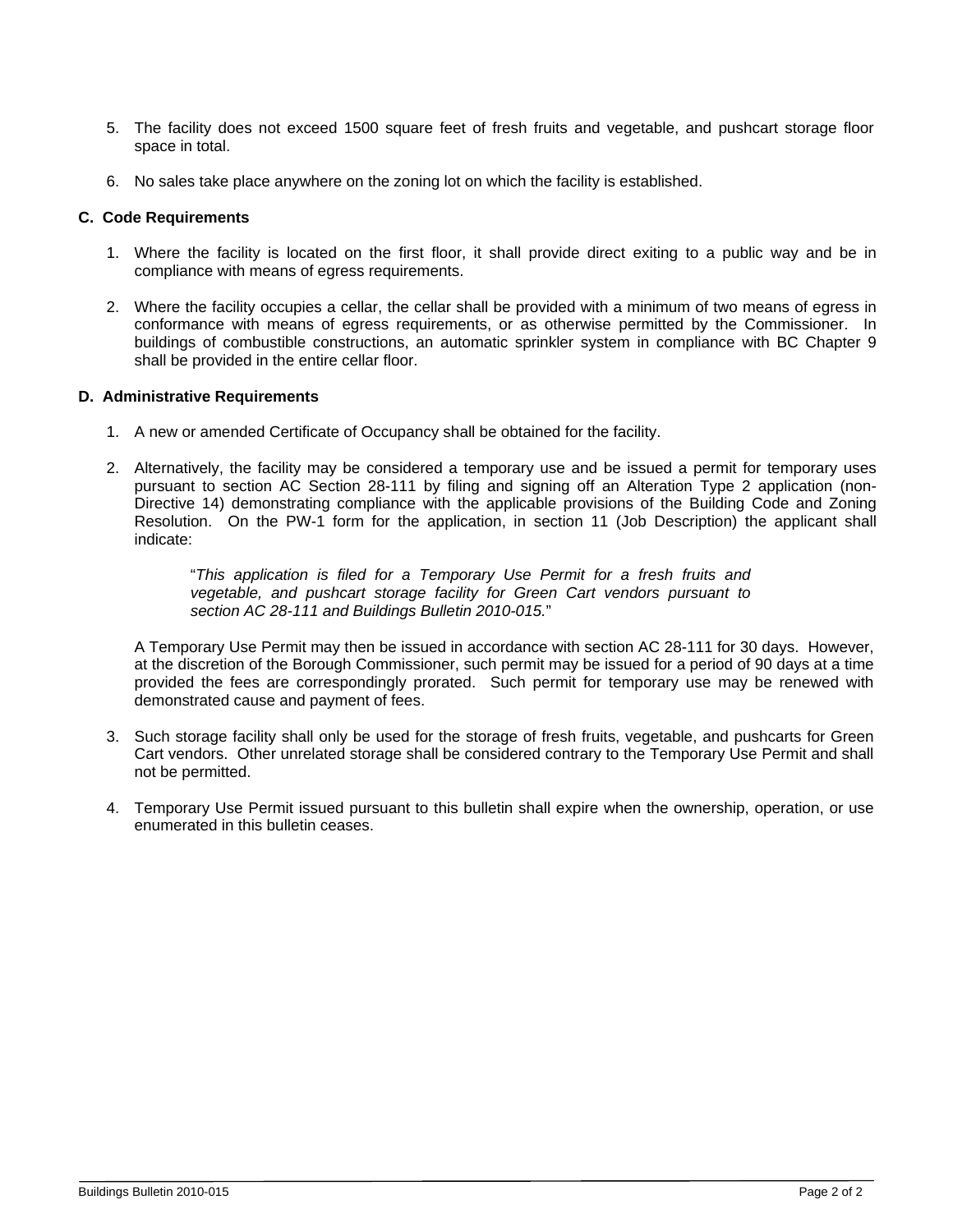5. The facility does not exceed 1500 square feet of fresh fruits and vegetable, and pushcart storage floor space in total.

6. No sales take place anywhere on the zoning lot on which the facility is established.

### C. Code Requirements

1. Where the facility is located on the first floor, it shall provide direct exiting to a public way and be in compliance with means of egress requirements.

2. Where the facility occupies a cellar, the cellar shall be provided with a minimum of two means of egress in conformance with means of egress requirements, or as otherwise permitted by the Commissioner. In buildings of combustible constructions, an automatic sprinkler system in compliance with BC Chapter 9 shall be provided in the entire cellar floor.

### D. Administrative Requirements

1. A new or amended Certificate of Occupancy shall be obtained for the facility.

2. Alternatively, the facility may be considered a temporary use and be issued a permit for temporary uses pursuant to section AC Section 28-111 by filing and signing off an Alteration Type 2 application (non-Directive 14) demonstrating compliance with the applicable provisions of the Building Code and Zoning Resolution. On the PW-1 form for the application, in section 11 (Job Description) the applicant shall indicate:

   > "*This application is filed for a Temporary Use Permit for a fresh fruits and vegetable, and pushcart storage facility for Green Cart vendors pursuant to section AC 28-111 and Buildings Bulletin 2010-015.*"

   A Temporary Use Permit may then be issued in accordance with section AC 28-111 for 30 days. However, at the discretion of the Borough Commissioner, such permit may be issued for a period of 90 days at a time provided the fees are correspondingly prorated. Such permit for temporary use may be renewed with demonstrated cause and payment of fees.

3. Such storage facility shall only be used for the storage of fresh fruits, vegetable, and pushcarts for Green Cart vendors. Other unrelated storage shall be considered contrary to the Temporary Use Permit and shall not be permitted.

4. Temporary Use Permit issued pursuant to this bulletin shall expire when the ownership, operation, or use enumerated in this bulletin ceases.